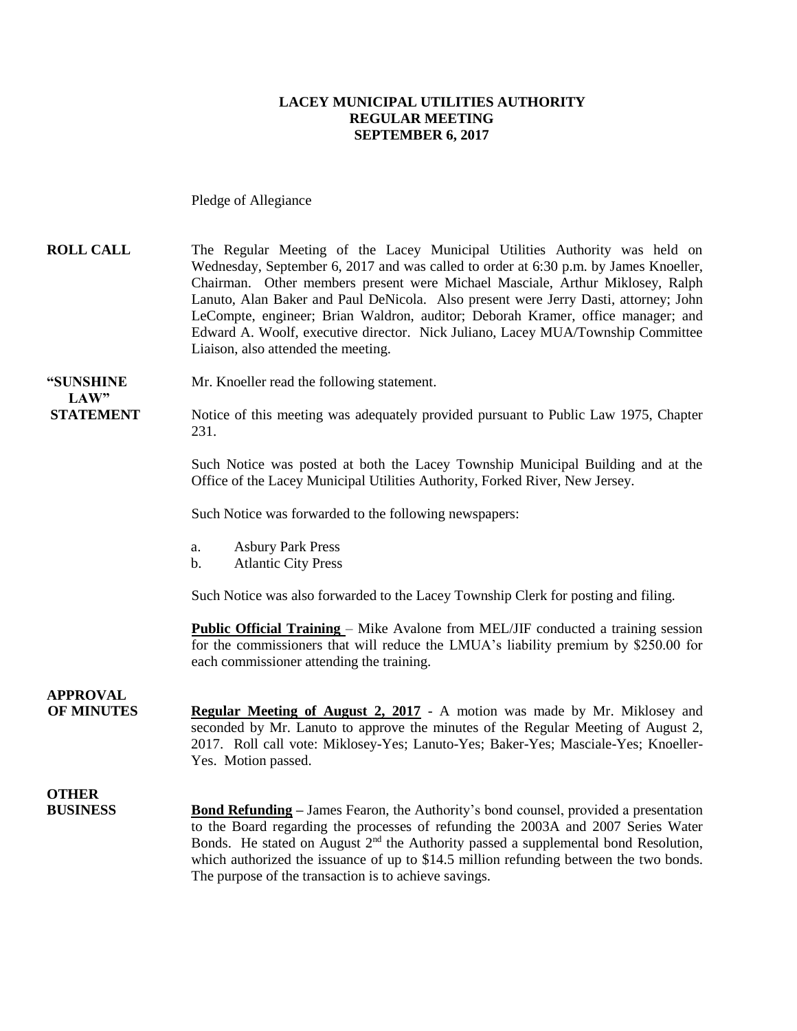**LACEY MUNICIPAL UTILITIES AUTHORITY**
**REGULAR MEETING**
**SEPTEMBER 6, 2017**

Pledge of Allegiance

**ROLL CALL**

The Regular Meeting of the Lacey Municipal Utilities Authority was held on Wednesday, September 6, 2017 and was called to order at 6:30 p.m. by James Knoeller, Chairman. Other members present were Michael Masciale, Arthur Miklosey, Ralph Lanuto, Alan Baker and Paul DeNicola. Also present were Jerry Dasti, attorney; John LeCompte, engineer; Brian Waldron, auditor; Deborah Kramer, office manager; and Edward A. Woolf, executive director. Nick Juliano, Lacey MUA/Township Committee Liaison, also attended the meeting.

**"SUNSHINE LAW" STATEMENT**

Mr. Knoeller read the following statement.

Notice of this meeting was adequately provided pursuant to Public Law 1975, Chapter 231.

Such Notice was posted at both the Lacey Township Municipal Building and at the Office of the Lacey Municipal Utilities Authority, Forked River, New Jersey.

Such Notice was forwarded to the following newspapers:

a. Asbury Park Press
b. Atlantic City Press

Such Notice was also forwarded to the Lacey Township Clerk for posting and filing.

**Public Official Training** – Mike Avalone from MEL/JIF conducted a training session for the commissioners that will reduce the LMUA's liability premium by $250.00 for each commissioner attending the training.

**APPROVAL OF MINUTES**

**Regular Meeting of August 2, 2017** - A motion was made by Mr. Miklosey and seconded by Mr. Lanuto to approve the minutes of the Regular Meeting of August 2, 2017. Roll call vote: Miklosey-Yes; Lanuto-Yes; Baker-Yes; Masciale-Yes; Knoeller-Yes. Motion passed.

**OTHER BUSINESS**

**Bond Refunding** – James Fearon, the Authority's bond counsel, provided a presentation to the Board regarding the processes of refunding the 2003A and 2007 Series Water Bonds. He stated on August 2nd the Authority passed a supplemental bond Resolution, which authorized the issuance of up to $14.5 million refunding between the two bonds. The purpose of the transaction is to achieve savings.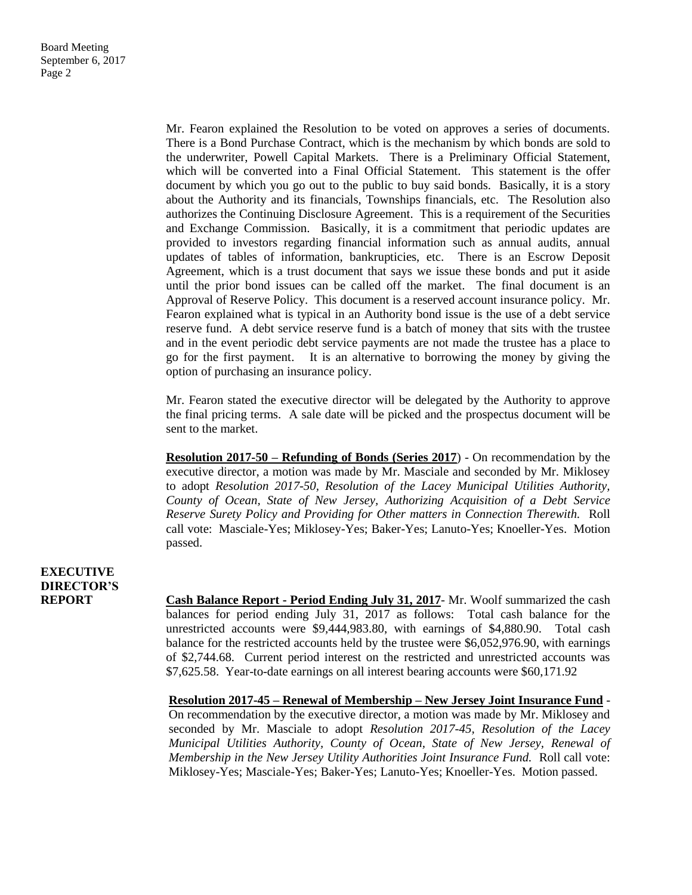Mr. Fearon explained the Resolution to be voted on approves a series of documents. There is a Bond Purchase Contract, which is the mechanism by which bonds are sold to the underwriter, Powell Capital Markets. There is a Preliminary Official Statement, which will be converted into a Final Official Statement. This statement is the offer document by which you go out to the public to buy said bonds. Basically, it is a story about the Authority and its financials, Townships financials, etc. The Resolution also authorizes the Continuing Disclosure Agreement. This is a requirement of the Securities and Exchange Commission. Basically, it is a commitment that periodic updates are provided to investors regarding financial information such as annual audits, annual updates of tables of information, bankrupticies, etc. There is an Escrow Deposit Agreement, which is a trust document that says we issue these bonds and put it aside until the prior bond issues can be called off the market. The final document is an Approval of Reserve Policy. This document is a reserved account insurance policy. Mr. Fearon explained what is typical in an Authority bond issue is the use of a debt service reserve fund. A debt service reserve fund is a batch of money that sits with the trustee and in the event periodic debt service payments are not made the trustee has a place to go for the first payment. It is an alternative to borrowing the money by giving the option of purchasing an insurance policy.

Mr. Fearon stated the executive director will be delegated by the Authority to approve the final pricing terms. A sale date will be picked and the prospectus document will be sent to the market.

**Resolution 2017-50 – Refunding of Bonds (Series 2017**) - On recommendation by the executive director, a motion was made by Mr. Masciale and seconded by Mr. Miklosey to adopt *Resolution 2017-50, Resolution of the Lacey Municipal Utilities Authority, County of Ocean, State of New Jersey, Authorizing Acquisition of a Debt Service Reserve Surety Policy and Providing for Other matters in Connection Therewith.* Roll call vote: Masciale-Yes; Miklosey-Yes; Baker-Yes; Lanuto-Yes; Knoeller-Yes. Motion passed.

**EXECUTIVE DIRECTOR'S REPORT**

**Cash Balance Report - Period Ending July 31, 2017**- Mr. Woolf summarized the cash balances for period ending July 31, 2017 as follows: Total cash balance for the unrestricted accounts were $9,444,983.80, with earnings of $4,880.90. Total cash balance for the restricted accounts held by the trustee were $6,052,976.90, with earnings of $2,744.68. Current period interest on the restricted and unrestricted accounts was $7,625.58. Year-to-date earnings on all interest bearing accounts were $60,171.92

**Resolution 2017-45 – Renewal of Membership – New Jersey Joint Insurance Fund** - On recommendation by the executive director, a motion was made by Mr. Miklosey and seconded by Mr. Masciale to adopt *Resolution 2017-45, Resolution of the Lacey Municipal Utilities Authority, County of Ocean, State of New Jersey, Renewal of Membership in the New Jersey Utility Authorities Joint Insurance Fund.* Roll call vote: Miklosey-Yes; Masciale-Yes; Baker-Yes; Lanuto-Yes; Knoeller-Yes. Motion passed.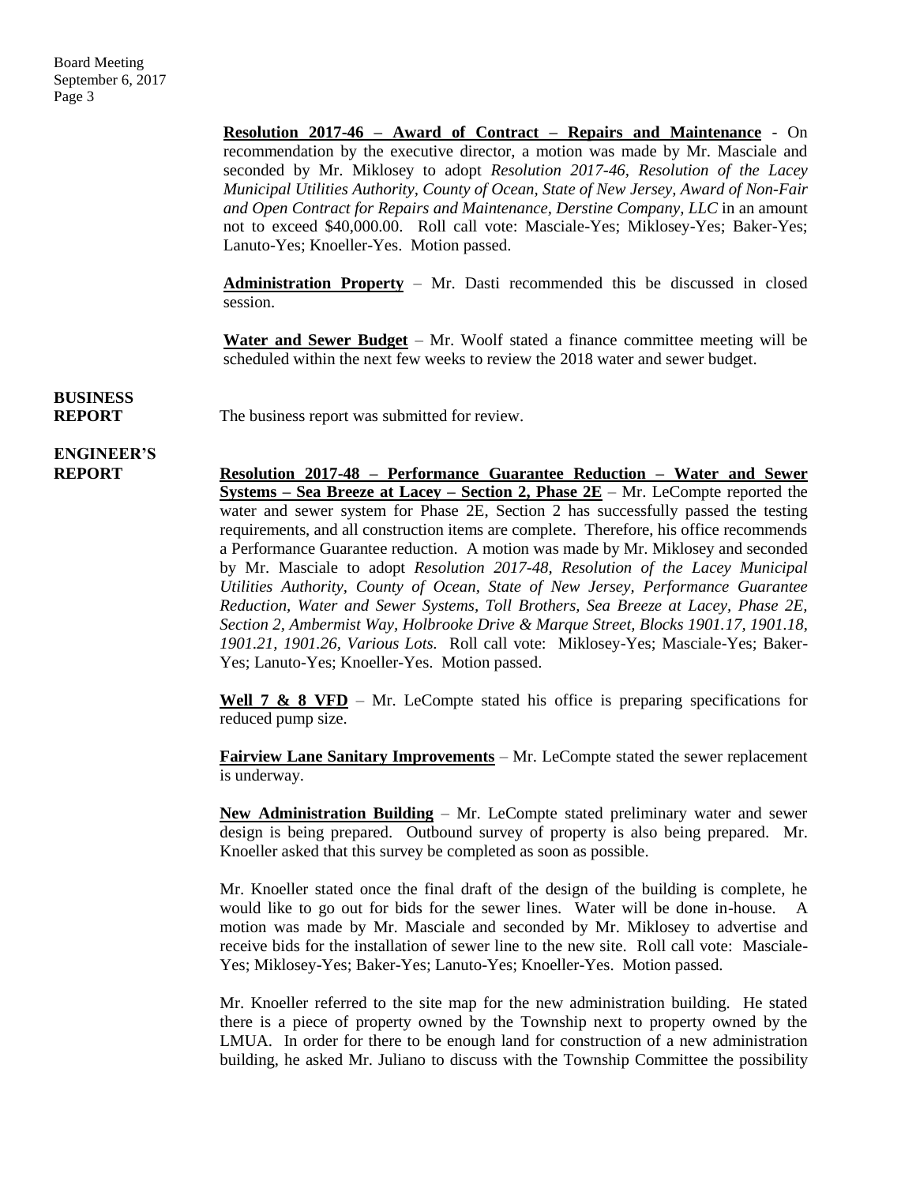**Resolution 2017-46 – Award of Contract – Repairs and Maintenance** - On recommendation by the executive director, a motion was made by Mr. Masciale and seconded by Mr. Miklosey to adopt *Resolution 2017-46, Resolution of the Lacey Municipal Utilities Authority, County of Ocean, State of New Jersey, Award of Non-Fair and Open Contract for Repairs and Maintenance, Derstine Company, LLC* in an amount not to exceed $40,000.00. Roll call vote: Masciale-Yes; Miklosey-Yes; Baker-Yes; Lanuto-Yes; Knoeller-Yes. Motion passed.

**Administration Property** – Mr. Dasti recommended this be discussed in closed session.

**Water and Sewer Budget** – Mr. Woolf stated a finance committee meeting will be scheduled within the next few weeks to review the 2018 water and sewer budget.

**BUSINESS REPORT**

The business report was submitted for review.

**ENGINEER'S REPORT**

**Resolution 2017-48 – Performance Guarantee Reduction – Water and Sewer Systems – Sea Breeze at Lacey – Section 2, Phase 2E** – Mr. LeCompte reported the water and sewer system for Phase 2E, Section 2 has successfully passed the testing requirements, and all construction items are complete. Therefore, his office recommends a Performance Guarantee reduction. A motion was made by Mr. Miklosey and seconded by Mr. Masciale to adopt *Resolution 2017-48, Resolution of the Lacey Municipal Utilities Authority, County of Ocean, State of New Jersey, Performance Guarantee Reduction, Water and Sewer Systems, Toll Brothers, Sea Breeze at Lacey, Phase 2E, Section 2, Ambermist Way, Holbrooke Drive & Marque Street, Blocks 1901.17, 1901.18, 1901.21, 1901.26, Various Lots.* Roll call vote: Miklosey-Yes; Masciale-Yes; Baker-Yes; Lanuto-Yes; Knoeller-Yes. Motion passed.

**Well 7 & 8 VFD** – Mr. LeCompte stated his office is preparing specifications for reduced pump size.

**Fairview Lane Sanitary Improvements** – Mr. LeCompte stated the sewer replacement is underway.

**New Administration Building** – Mr. LeCompte stated preliminary water and sewer design is being prepared. Outbound survey of property is also being prepared. Mr. Knoeller asked that this survey be completed as soon as possible.

Mr. Knoeller stated once the final draft of the design of the building is complete, he would like to go out for bids for the sewer lines. Water will be done in-house. A motion was made by Mr. Masciale and seconded by Mr. Miklosey to advertise and receive bids for the installation of sewer line to the new site. Roll call vote: Masciale-Yes; Miklosey-Yes; Baker-Yes; Lanuto-Yes; Knoeller-Yes. Motion passed.

Mr. Knoeller referred to the site map for the new administration building. He stated there is a piece of property owned by the Township next to property owned by the LMUA. In order for there to be enough land for construction of a new administration building, he asked Mr. Juliano to discuss with the Township Committee the possibility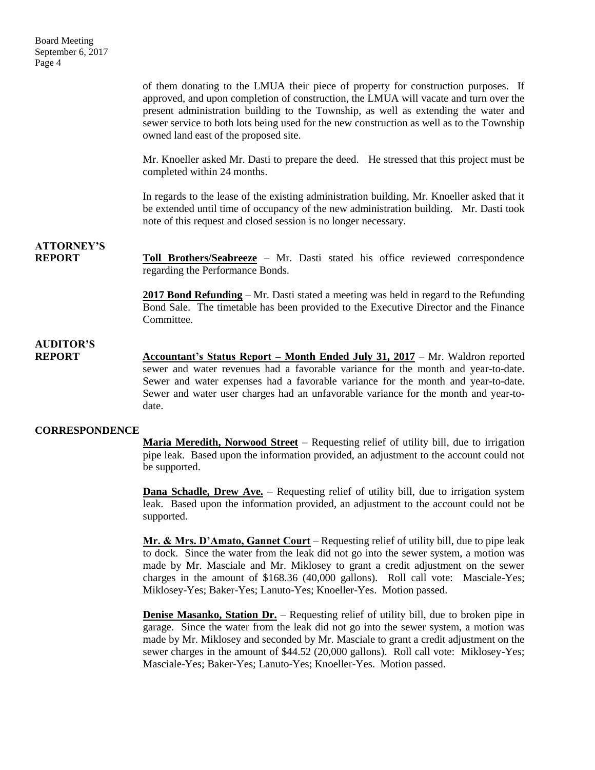of them donating to the LMUA their piece of property for construction purposes. If approved, and upon completion of construction, the LMUA will vacate and turn over the present administration building to the Township, as well as extending the water and sewer service to both lots being used for the new construction as well as to the Township owned land east of the proposed site.

Mr. Knoeller asked Mr. Dasti to prepare the deed. He stressed that this project must be completed within 24 months.

In regards to the lease of the existing administration building, Mr. Knoeller asked that it be extended until time of occupancy of the new administration building. Mr. Dasti took note of this request and closed session is no longer necessary.

**ATTORNEY'S REPORT**

**Toll Brothers/Seabreeze** – Mr. Dasti stated his office reviewed correspondence regarding the Performance Bonds.

**2017 Bond Refunding** – Mr. Dasti stated a meeting was held in regard to the Refunding Bond Sale. The timetable has been provided to the Executive Director and the Finance Committee.

**AUDITOR'S REPORT**

**Accountant's Status Report – Month Ended July 31, 2017** – Mr. Waldron reported sewer and water revenues had a favorable variance for the month and year-to-date. Sewer and water expenses had a favorable variance for the month and year-to-date. Sewer and water user charges had an unfavorable variance for the month and year-to-date.

**CORRESPONDENCE**

**Maria Meredith, Norwood Street** – Requesting relief of utility bill, due to irrigation pipe leak. Based upon the information provided, an adjustment to the account could not be supported.

**Dana Schadle, Drew Ave.** – Requesting relief of utility bill, due to irrigation system leak. Based upon the information provided, an adjustment to the account could not be supported.

**Mr. & Mrs. D'Amato, Gannet Court** – Requesting relief of utility bill, due to pipe leak to dock. Since the water from the leak did not go into the sewer system, a motion was made by Mr. Masciale and Mr. Miklosey to grant a credit adjustment on the sewer charges in the amount of $168.36 (40,000 gallons). Roll call vote: Masciale-Yes; Miklosey-Yes; Baker-Yes; Lanuto-Yes; Knoeller-Yes. Motion passed.

**Denise Masanko, Station Dr.** – Requesting relief of utility bill, due to broken pipe in garage. Since the water from the leak did not go into the sewer system, a motion was made by Mr. Miklosey and seconded by Mr. Masciale to grant a credit adjustment on the sewer charges in the amount of $44.52 (20,000 gallons). Roll call vote: Miklosey-Yes; Masciale-Yes; Baker-Yes; Lanuto-Yes; Knoeller-Yes. Motion passed.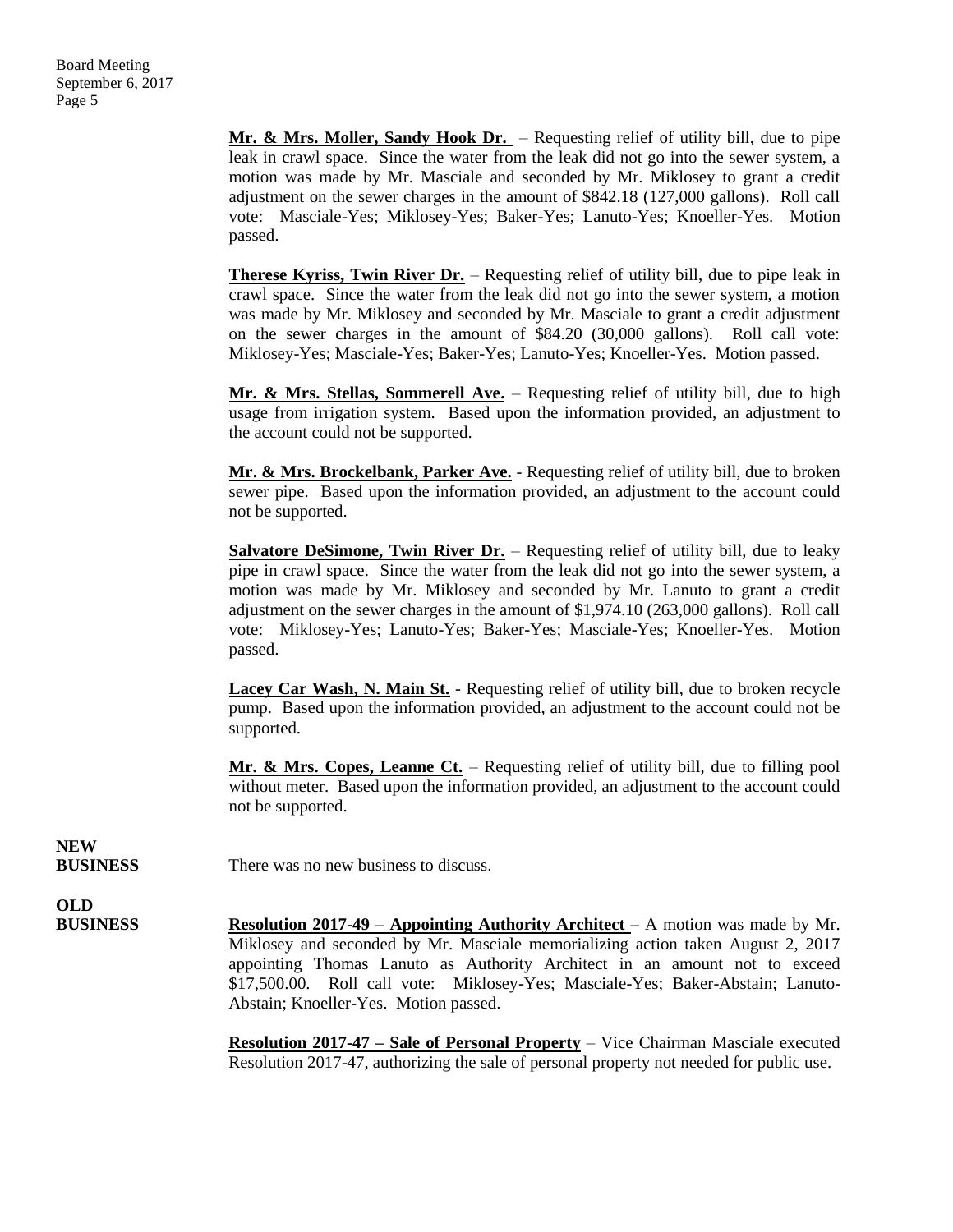**Mr. & Mrs. Moller, Sandy Hook Dr.** – Requesting relief of utility bill, due to pipe leak in crawl space. Since the water from the leak did not go into the sewer system, a motion was made by Mr. Masciale and seconded by Mr. Miklosey to grant a credit adjustment on the sewer charges in the amount of $842.18 (127,000 gallons). Roll call vote: Masciale-Yes; Miklosey-Yes; Baker-Yes; Lanuto-Yes; Knoeller-Yes. Motion passed.

**Therese Kyriss, Twin River Dr.** – Requesting relief of utility bill, due to pipe leak in crawl space. Since the water from the leak did not go into the sewer system, a motion was made by Mr. Miklosey and seconded by Mr. Masciale to grant a credit adjustment on the sewer charges in the amount of $84.20 (30,000 gallons). Roll call vote: Miklosey-Yes; Masciale-Yes; Baker-Yes; Lanuto-Yes; Knoeller-Yes. Motion passed.

**Mr. & Mrs. Stellas, Sommerell Ave.** – Requesting relief of utility bill, due to high usage from irrigation system. Based upon the information provided, an adjustment to the account could not be supported.

**Mr. & Mrs. Brockelbank, Parker Ave.** - Requesting relief of utility bill, due to broken sewer pipe. Based upon the information provided, an adjustment to the account could not be supported.

**Salvatore DeSimone, Twin River Dr.** – Requesting relief of utility bill, due to leaky pipe in crawl space. Since the water from the leak did not go into the sewer system, a motion was made by Mr. Miklosey and seconded by Mr. Lanuto to grant a credit adjustment on the sewer charges in the amount of $1,974.10 (263,000 gallons). Roll call vote: Miklosey-Yes; Lanuto-Yes; Baker-Yes; Masciale-Yes; Knoeller-Yes. Motion passed.

**Lacey Car Wash, N. Main St.** - Requesting relief of utility bill, due to broken recycle pump. Based upon the information provided, an adjustment to the account could not be supported.

**Mr. & Mrs. Copes, Leanne Ct.** – Requesting relief of utility bill, due to filling pool without meter. Based upon the information provided, an adjustment to the account could not be supported.

**NEW BUSINESS**

There was no new business to discuss.

**OLD BUSINESS**

**Resolution 2017-49 – Appointing Authority Architect** – A motion was made by Mr. Miklosey and seconded by Mr. Masciale memorializing action taken August 2, 2017 appointing Thomas Lanuto as Authority Architect in an amount not to exceed $17,500.00. Roll call vote: Miklosey-Yes; Masciale-Yes; Baker-Abstain; Lanuto-Abstain; Knoeller-Yes. Motion passed.

**Resolution 2017-47 – Sale of Personal Property** – Vice Chairman Masciale executed Resolution 2017-47, authorizing the sale of personal property not needed for public use.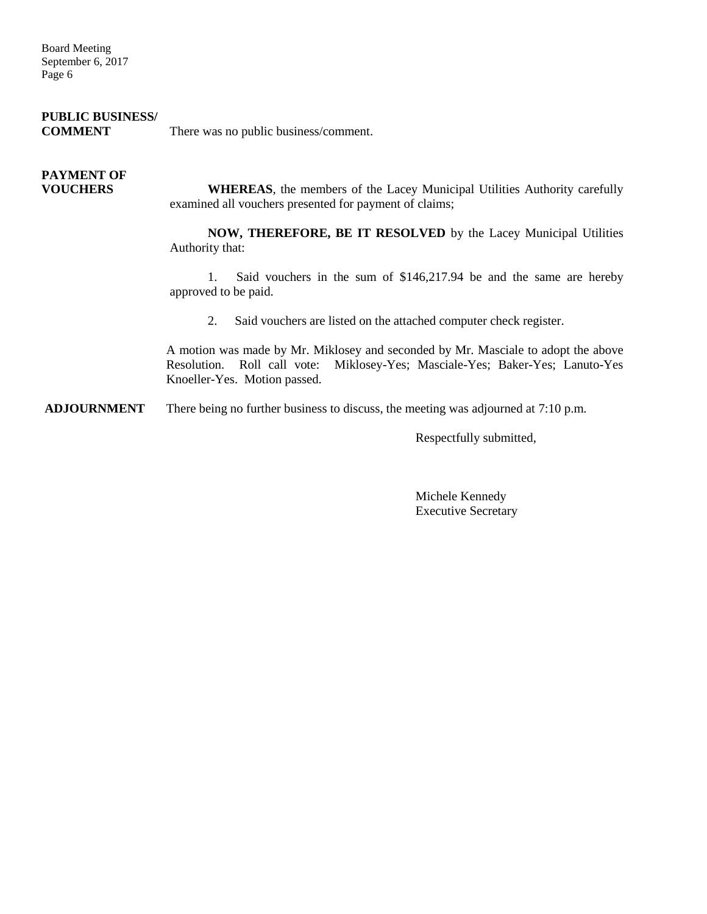**PUBLIC BUSINESS/ COMMENT**

There was no public business/comment.

**PAYMENT OF VOUCHERS**

**WHEREAS**, the members of the Lacey Municipal Utilities Authority carefully examined all vouchers presented for payment of claims;

**NOW, THEREFORE, BE IT RESOLVED** by the Lacey Municipal Utilities Authority that:

1. Said vouchers in the sum of $146,217.94 be and the same are hereby approved to be paid.

2. Said vouchers are listed on the attached computer check register.

A motion was made by Mr. Miklosey and seconded by Mr. Masciale to adopt the above Resolution. Roll call vote: Miklosey-Yes; Masciale-Yes; Baker-Yes; Lanuto-Yes Knoeller-Yes. Motion passed.

**ADJOURNMENT**

There being no further business to discuss, the meeting was adjourned at 7:10 p.m.

Respectfully submitted,

Michele Kennedy
Executive Secretary